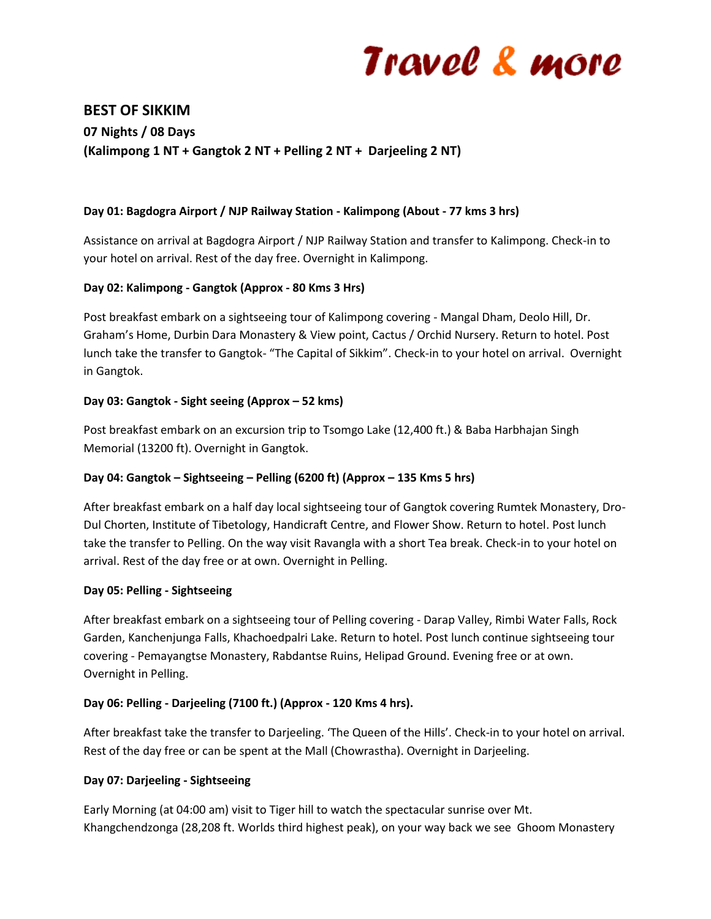# Travel & more

## BEST OF SIKKIM

### 07 Nights / 08 Days

### (Kalimpong 1 NT + Gangtok 2 NT + Pelling 2 NT + Darjeeling 2 NT)

**Day 01: Bagdogra Airport / NJP Railway Station - Kalimpong (About - 77 kms 3 hrs)**

Assistance on arrival at Bagdogra Airport / NJP Railway Station and transfer to Kalimpong. Check-in to your hotel on arrival. Rest of the day free. Overnight in Kalimpong.

**Day 02: Kalimpong - Gangtok (Approx - 80 Kms 3 Hrs)**

Post breakfast embark on a sightseeing tour of Kalimpong covering - Mangal Dham, Deolo Hill, Dr. Graham's Home, Durbin Dara Monastery & View point, Cactus / Orchid Nursery. Return to hotel. Post lunch take the transfer to Gangtok- "The Capital of Sikkim". Check-in to your hotel on arrival. Overnight in Gangtok.

**Day 03: Gangtok - Sight seeing (Approx – 52 kms)**

Post breakfast embark on an excursion trip to Tsomgo Lake (12,400 ft.) & Baba Harbhajan Singh Memorial (13200 ft). Overnight in Gangtok.

**Day 04: Gangtok – Sightseeing – Pelling (6200 ft) (Approx – 135 Kms 5 hrs)**

After breakfast embark on a half day local sightseeing tour of Gangtok covering Rumtek Monastery, Dro-Dul Chorten, Institute of Tibetology, Handicraft Centre, and Flower Show. Return to hotel. Post lunch take the transfer to Pelling. On the way visit Ravangla with a short Tea break. Check-in to your hotel on arrival. Rest of the day free or at own. Overnight in Pelling.

**Day 05: Pelling - Sightseeing**

After breakfast embark on a sightseeing tour of Pelling covering - Darap Valley, Rimbi Water Falls, Rock Garden, Kanchenjunga Falls, Khachoedpalri Lake. Return to hotel. Post lunch continue sightseeing tour covering - Pemayangtse Monastery, Rabdantse Ruins, Helipad Ground. Evening free or at own. Overnight in Pelling.

**Day 06: Pelling - Darjeeling (7100 ft.) (Approx - 120 Kms 4 hrs).**

After breakfast take the transfer to Darjeeling. 'The Queen of the Hills'. Check-in to your hotel on arrival. Rest of the day free or can be spent at the Mall (Chowrastha). Overnight in Darjeeling.

**Day 07: Darjeeling - Sightseeing**

Early Morning (at 04:00 am) visit to Tiger hill to watch the spectacular sunrise over Mt. Khangchendzonga (28,208 ft. Worlds third highest peak), on your way back we see Ghoom Monastery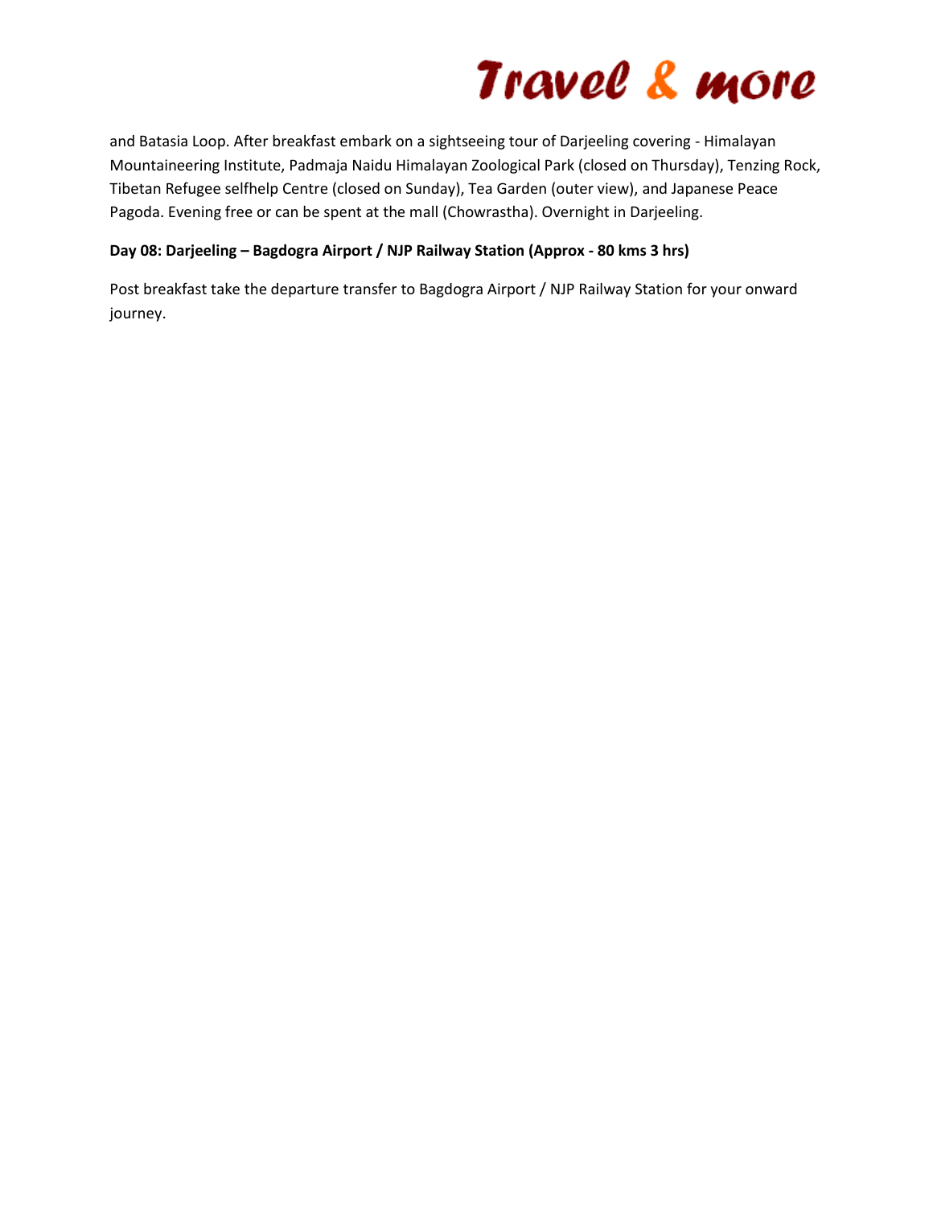and Batasia Loop. After breakfast embark on a sightseeing tour of Darjeeling covering - Himalayan Mountaineering Institute, Padmaja Naidu Himalayan Zoological Park (closed on Thursday), Tenzing Rock, Tibetan Refugee selfhelp Centre (closed on Sunday), Tea Garden (outer view), and Japanese Peace Pagoda. Evening free or can be spent at the mall (Chowrastha). Overnight in Darjeeling.

**Day 08: Darjeeling – Bagdogra Airport / NJP Railway Station (Approx - 80 kms 3 hrs)**

Post breakfast take the departure transfer to Bagdogra Airport / NJP Railway Station for your onward journey.